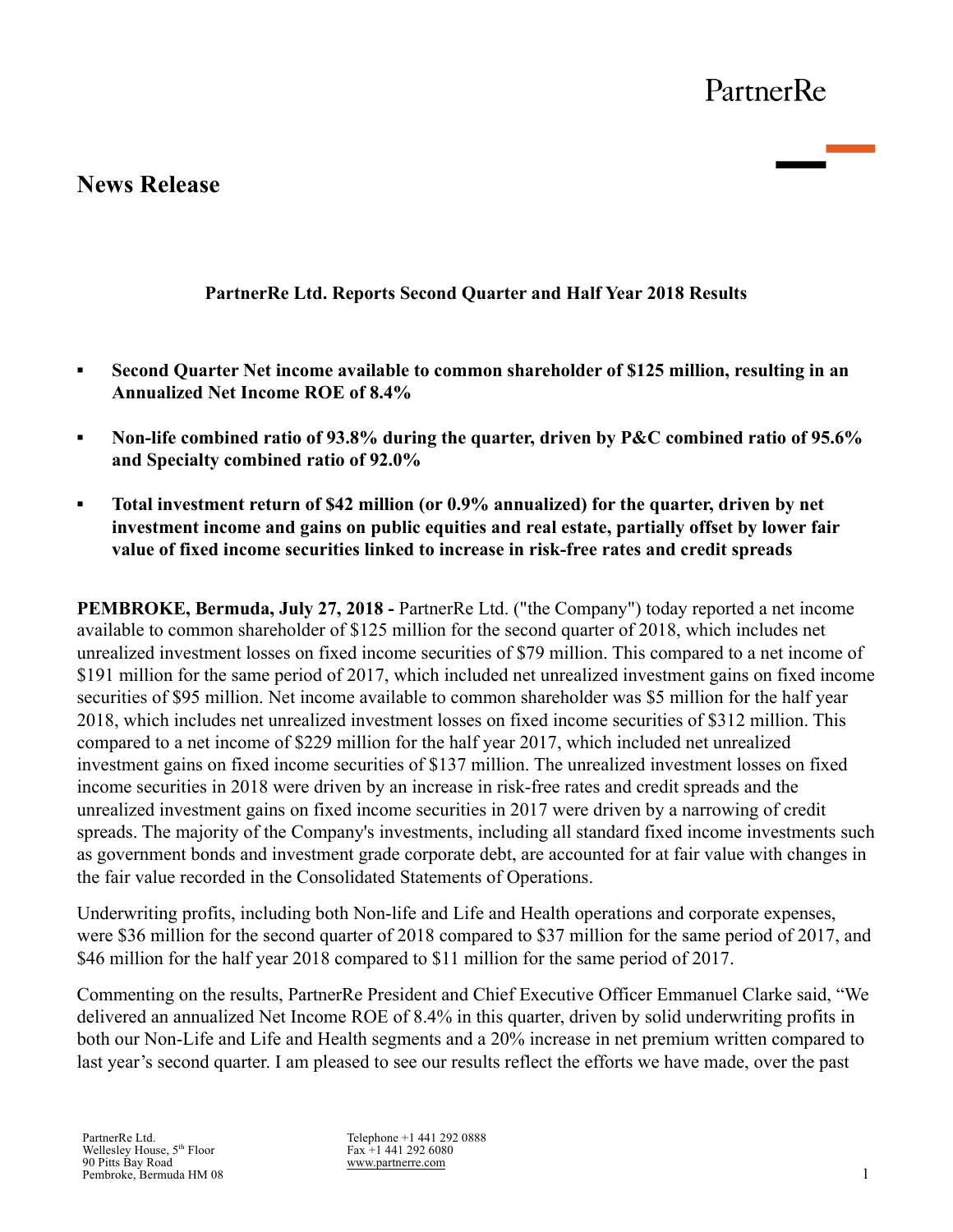PartnerRe

# News Release

## PartnerRe Ltd. Reports Second Quarter and Half Year 2018 Results

- **Second Quarter Net income available to common shareholder of $125 million, resulting in an Annualized Net Income ROE of 8.4%**
- **Non-life combined ratio of 93.8% during the quarter, driven by P&C combined ratio of 95.6% and Specialty combined ratio of 92.0%**
- **Total investment return of $42 million (or 0.9% annualized) for the quarter, driven by net investment income and gains on public equities and real estate, partially offset by lower fair value of fixed income securities linked to increase in risk-free rates and credit spreads**

**PEMBROKE, Bermuda, July 27, 2018 -** PartnerRe Ltd. ("the Company") today reported a net income available to common shareholder of $125 million for the second quarter of 2018, which includes net unrealized investment losses on fixed income securities of $79 million. This compared to a net income of $191 million for the same period of 2017, which included net unrealized investment gains on fixed income securities of $95 million. Net income available to common shareholder was $5 million for the half year 2018, which includes net unrealized investment losses on fixed income securities of $312 million. This compared to a net income of $229 million for the half year 2017, which included net unrealized investment gains on fixed income securities of $137 million. The unrealized investment losses on fixed income securities in 2018 were driven by an increase in risk-free rates and credit spreads and the unrealized investment gains on fixed income securities in 2017 were driven by a narrowing of credit spreads. The majority of the Company's investments, including all standard fixed income investments such as government bonds and investment grade corporate debt, are accounted for at fair value with changes in the fair value recorded in the Consolidated Statements of Operations.

Underwriting profits, including both Non-life and Life and Health operations and corporate expenses, were $36 million for the second quarter of 2018 compared to $37 million for the same period of 2017, and $46 million for the half year 2018 compared to $11 million for the same period of 2017.

Commenting on the results, PartnerRe President and Chief Executive Officer Emmanuel Clarke said, "We delivered an annualized Net Income ROE of 8.4% in this quarter, driven by solid underwriting profits in both our Non-Life and Life and Health segments and a 20% increase in net premium written compared to last year's second quarter. I am pleased to see our results reflect the efforts we have made, over the past

PartnerRe Ltd.
Wellesley House, 5th Floor
90 Pitts Bay Road
Pembroke, Bermuda HM 08

Telephone +1 441 292 0888
Fax +1 441 292 6080
www.partnerre.com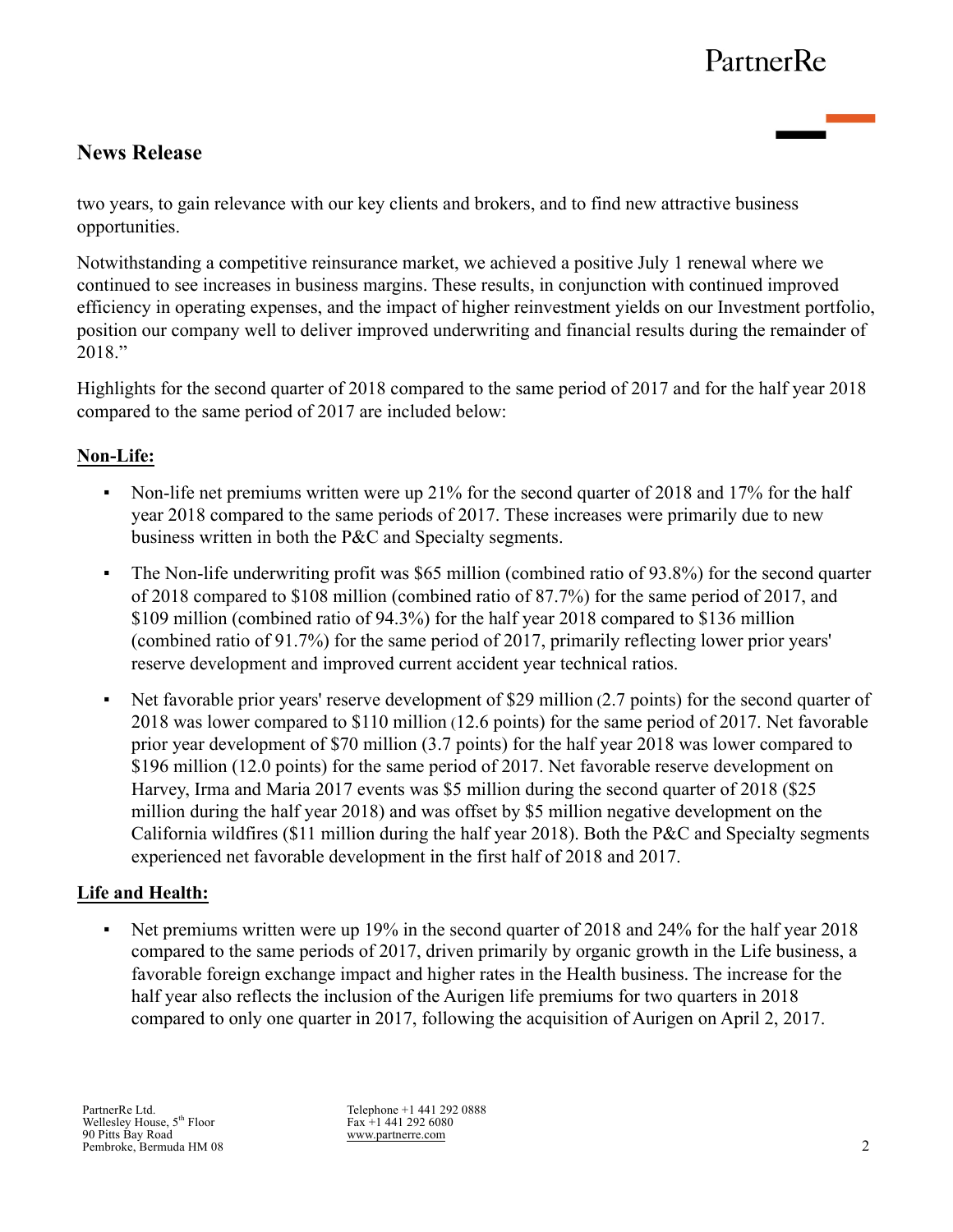## News Release

two years, to gain relevance with our key clients and brokers, and to find new attractive business opportunities.

Notwithstanding a competitive reinsurance market, we achieved a positive July 1 renewal where we continued to see increases in business margins. These results, in conjunction with continued improved efficiency in operating expenses, and the impact of higher reinvestment yields on our Investment portfolio, position our company well to deliver improved underwriting and financial results during the remainder of 2018."

Highlights for the second quarter of 2018 compared to the same period of 2017 and for the half year 2018 compared to the same period of 2017 are included below:

**Non-Life:**

- Non-life net premiums written were up 21% for the second quarter of 2018 and 17% for the half year 2018 compared to the same periods of 2017. These increases were primarily due to new business written in both the P&C and Specialty segments.
- The Non-life underwriting profit was $65 million (combined ratio of 93.8%) for the second quarter of 2018 compared to $108 million (combined ratio of 87.7%) for the same period of 2017, and $109 million (combined ratio of 94.3%) for the half year 2018 compared to $136 million (combined ratio of 91.7%) for the same period of 2017, primarily reflecting lower prior years' reserve development and improved current accident year technical ratios.
- Net favorable prior years' reserve development of $29 million (2.7 points) for the second quarter of 2018 was lower compared to $110 million (12.6 points) for the same period of 2017. Net favorable prior year development of $70 million (3.7 points) for the half year 2018 was lower compared to $196 million (12.0 points) for the same period of 2017. Net favorable reserve development on Harvey, Irma and Maria 2017 events was $5 million during the second quarter of 2018 ($25 million during the half year 2018) and was offset by $5 million negative development on the California wildfires ($11 million during the half year 2018). Both the P&C and Specialty segments experienced net favorable development in the first half of 2018 and 2017.

**Life and Health:**

- Net premiums written were up 19% in the second quarter of 2018 and 24% for the half year 2018 compared to the same periods of 2017, driven primarily by organic growth in the Life business, a favorable foreign exchange impact and higher rates in the Health business. The increase for the half year also reflects the inclusion of the Aurigen life premiums for two quarters in 2018 compared to only one quarter in 2017, following the acquisition of Aurigen on April 2, 2017.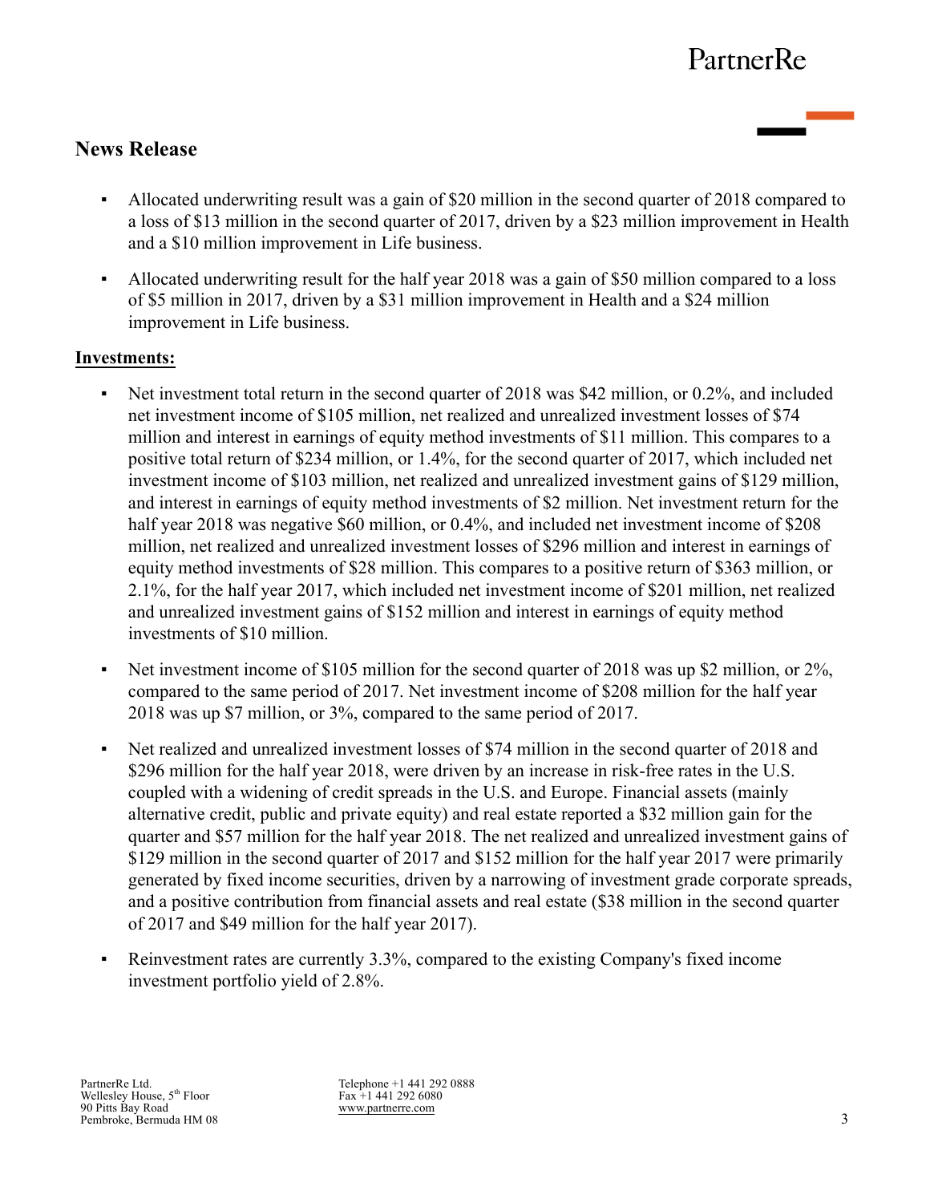## News Release

- Allocated underwriting result was a gain of $20 million in the second quarter of 2018 compared to a loss of $13 million in the second quarter of 2017, driven by a $23 million improvement in Health and a $10 million improvement in Life business.
- Allocated underwriting result for the half year 2018 was a gain of $50 million compared to a loss of $5 million in 2017, driven by a $31 million improvement in Health and a $24 million improvement in Life business.

**Investments:**

- Net investment total return in the second quarter of 2018 was $42 million, or 0.2%, and included net investment income of $105 million, net realized and unrealized investment losses of $74 million and interest in earnings of equity method investments of $11 million. This compares to a positive total return of $234 million, or 1.4%, for the second quarter of 2017, which included net investment income of $103 million, net realized and unrealized investment gains of $129 million, and interest in earnings of equity method investments of $2 million. Net investment return for the half year 2018 was negative $60 million, or 0.4%, and included net investment income of $208 million, net realized and unrealized investment losses of $296 million and interest in earnings of equity method investments of $28 million. This compares to a positive return of $363 million, or 2.1%, for the half year 2017, which included net investment income of $201 million, net realized and unrealized investment gains of $152 million and interest in earnings of equity method investments of $10 million.
- Net investment income of $105 million for the second quarter of 2018 was up $2 million, or 2%, compared to the same period of 2017. Net investment income of $208 million for the half year 2018 was up $7 million, or 3%, compared to the same period of 2017.
- Net realized and unrealized investment losses of $74 million in the second quarter of 2018 and $296 million for the half year 2018, were driven by an increase in risk-free rates in the U.S. coupled with a widening of credit spreads in the U.S. and Europe. Financial assets (mainly alternative credit, public and private equity) and real estate reported a $32 million gain for the quarter and $57 million for the half year 2018. The net realized and unrealized investment gains of $129 million in the second quarter of 2017 and $152 million for the half year 2017 were primarily generated by fixed income securities, driven by a narrowing of investment grade corporate spreads, and a positive contribution from financial assets and real estate ($38 million in the second quarter of 2017 and $49 million for the half year 2017).
- Reinvestment rates are currently 3.3%, compared to the existing Company's fixed income investment portfolio yield of 2.8%.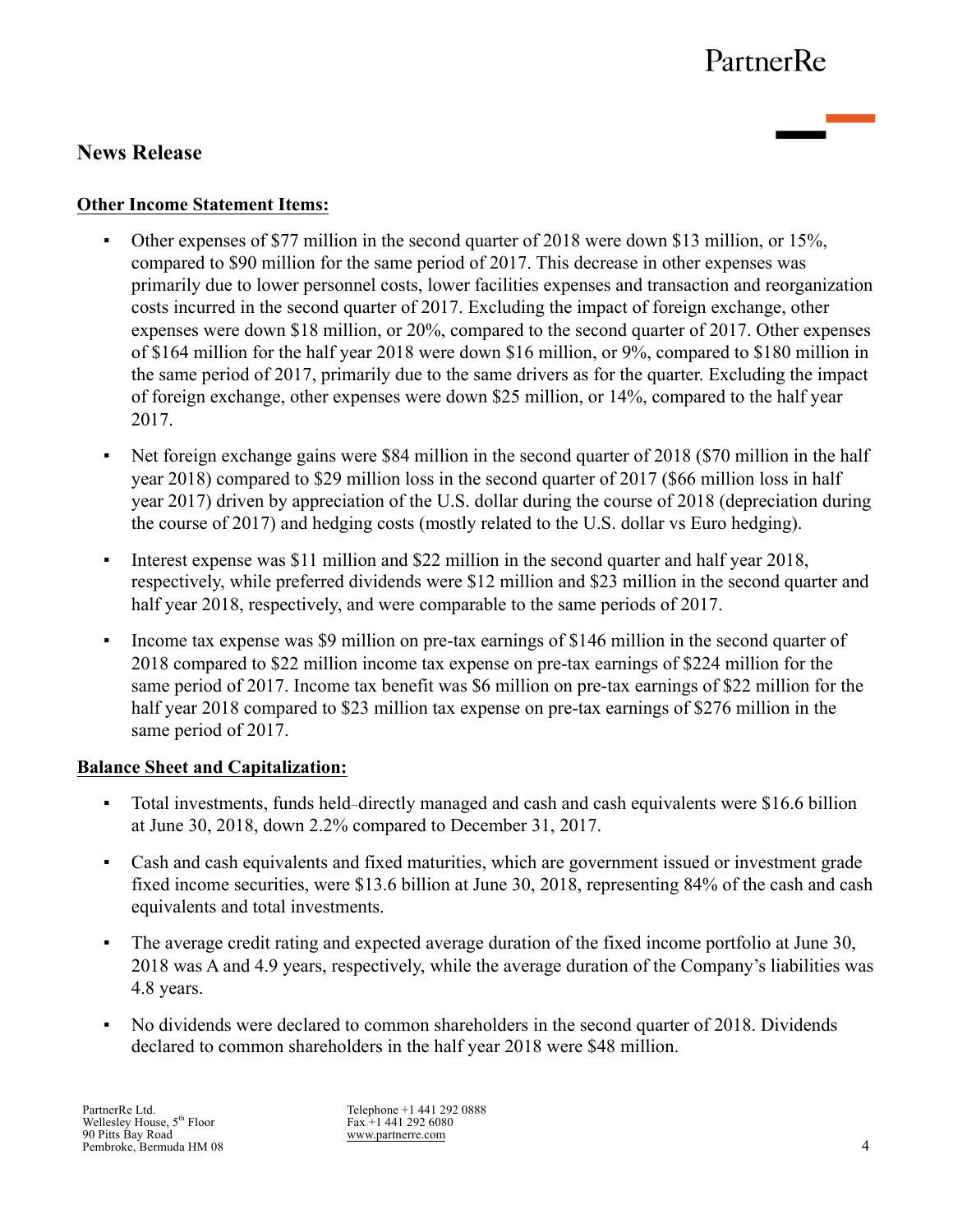## News Release

**Other Income Statement Items:**

- Other expenses of $77 million in the second quarter of 2018 were down $13 million, or 15%, compared to $90 million for the same period of 2017. This decrease in other expenses was primarily due to lower personnel costs, lower facilities expenses and transaction and reorganization costs incurred in the second quarter of 2017. Excluding the impact of foreign exchange, other expenses were down $18 million, or 20%, compared to the second quarter of 2017. Other expenses of $164 million for the half year 2018 were down $16 million, or 9%, compared to $180 million in the same period of 2017, primarily due to the same drivers as for the quarter. Excluding the impact of foreign exchange, other expenses were down $25 million, or 14%, compared to the half year 2017.
- Net foreign exchange gains were $84 million in the second quarter of 2018 ($70 million in the half year 2018) compared to $29 million loss in the second quarter of 2017 ($66 million loss in half year 2017) driven by appreciation of the U.S. dollar during the course of 2018 (depreciation during the course of 2017) and hedging costs (mostly related to the U.S. dollar vs Euro hedging).
- Interest expense was $11 million and $22 million in the second quarter and half year 2018, respectively, while preferred dividends were $12 million and $23 million in the second quarter and half year 2018, respectively, and were comparable to the same periods of 2017.
- Income tax expense was $9 million on pre-tax earnings of $146 million in the second quarter of 2018 compared to $22 million income tax expense on pre-tax earnings of $224 million for the same period of 2017. Income tax benefit was $6 million on pre-tax earnings of $22 million for the half year 2018 compared to $23 million tax expense on pre-tax earnings of $276 million in the same period of 2017.

**Balance Sheet and Capitalization:**

- Total investments, funds held–directly managed and cash and cash equivalents were $16.6 billion at June 30, 2018, down 2.2% compared to December 31, 2017.
- Cash and cash equivalents and fixed maturities, which are government issued or investment grade fixed income securities, were $13.6 billion at June 30, 2018, representing 84% of the cash and cash equivalents and total investments.
- The average credit rating and expected average duration of the fixed income portfolio at June 30, 2018 was A and 4.9 years, respectively, while the average duration of the Company's liabilities was 4.8 years.
- No dividends were declared to common shareholders in the second quarter of 2018. Dividends declared to common shareholders in the half year 2018 were $48 million.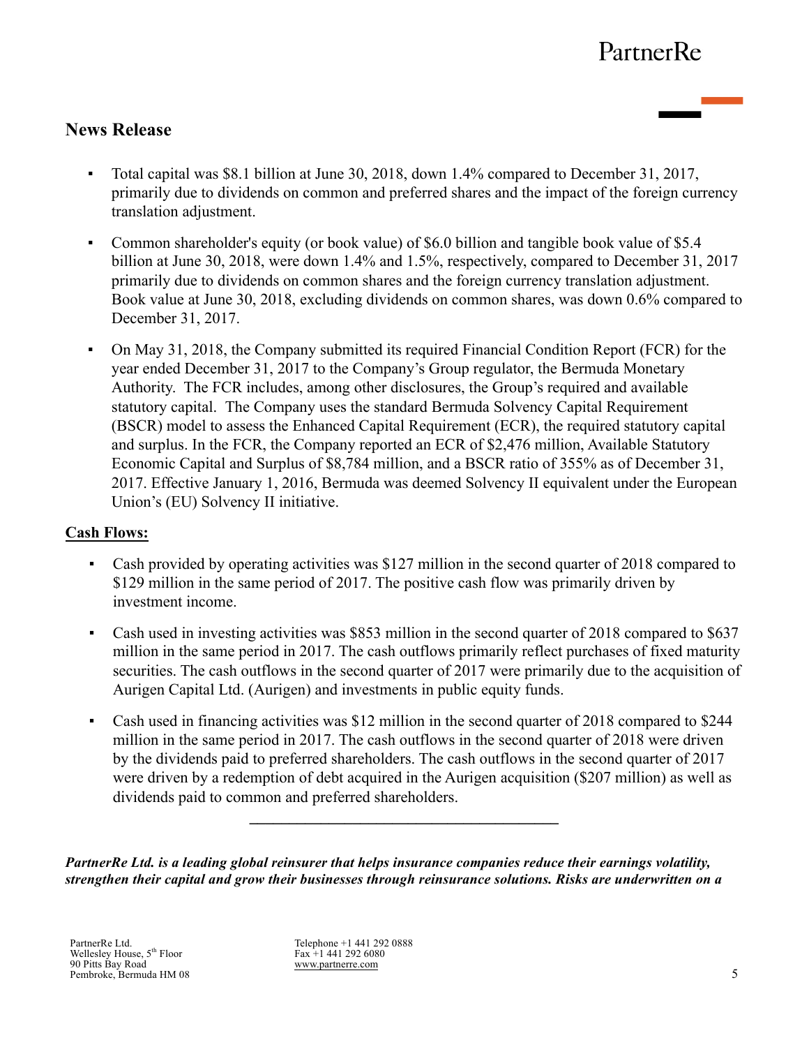## News Release

- Total capital was $8.1 billion at June 30, 2018, down 1.4% compared to December 31, 2017, primarily due to dividends on common and preferred shares and the impact of the foreign currency translation adjustment.
- Common shareholder's equity (or book value) of $6.0 billion and tangible book value of $5.4 billion at June 30, 2018, were down 1.4% and 1.5%, respectively, compared to December 31, 2017 primarily due to dividends on common shares and the foreign currency translation adjustment. Book value at June 30, 2018, excluding dividends on common shares, was down 0.6% compared to December 31, 2017.
- On May 31, 2018, the Company submitted its required Financial Condition Report (FCR) for the year ended December 31, 2017 to the Company's Group regulator, the Bermuda Monetary Authority. The FCR includes, among other disclosures, the Group's required and available statutory capital. The Company uses the standard Bermuda Solvency Capital Requirement (BSCR) model to assess the Enhanced Capital Requirement (ECR), the required statutory capital and surplus. In the FCR, the Company reported an ECR of $2,476 million, Available Statutory Economic Capital and Surplus of $8,784 million, and a BSCR ratio of 355% as of December 31, 2017. Effective January 1, 2016, Bermuda was deemed Solvency II equivalent under the European Union's (EU) Solvency II initiative.

**Cash Flows:**

- Cash provided by operating activities was $127 million in the second quarter of 2018 compared to $129 million in the same period of 2017. The positive cash flow was primarily driven by investment income.
- Cash used in investing activities was $853 million in the second quarter of 2018 compared to $637 million in the same period in 2017. The cash outflows primarily reflect purchases of fixed maturity securities. The cash outflows in the second quarter of 2017 were primarily due to the acquisition of Aurigen Capital Ltd. (Aurigen) and investments in public equity funds.
- Cash used in financing activities was $12 million in the second quarter of 2018 compared to $244 million in the same period in 2017. The cash outflows in the second quarter of 2018 were driven by the dividends paid to preferred shareholders. The cash outflows in the second quarter of 2017 were driven by a redemption of debt acquired in the Aurigen acquisition ($207 million) as well as dividends paid to common and preferred shareholders.

---

***PartnerRe Ltd. is a leading global reinsurer that helps insurance companies reduce their earnings volatility, strengthen their capital and grow their businesses through reinsurance solutions. Risks are underwritten on a***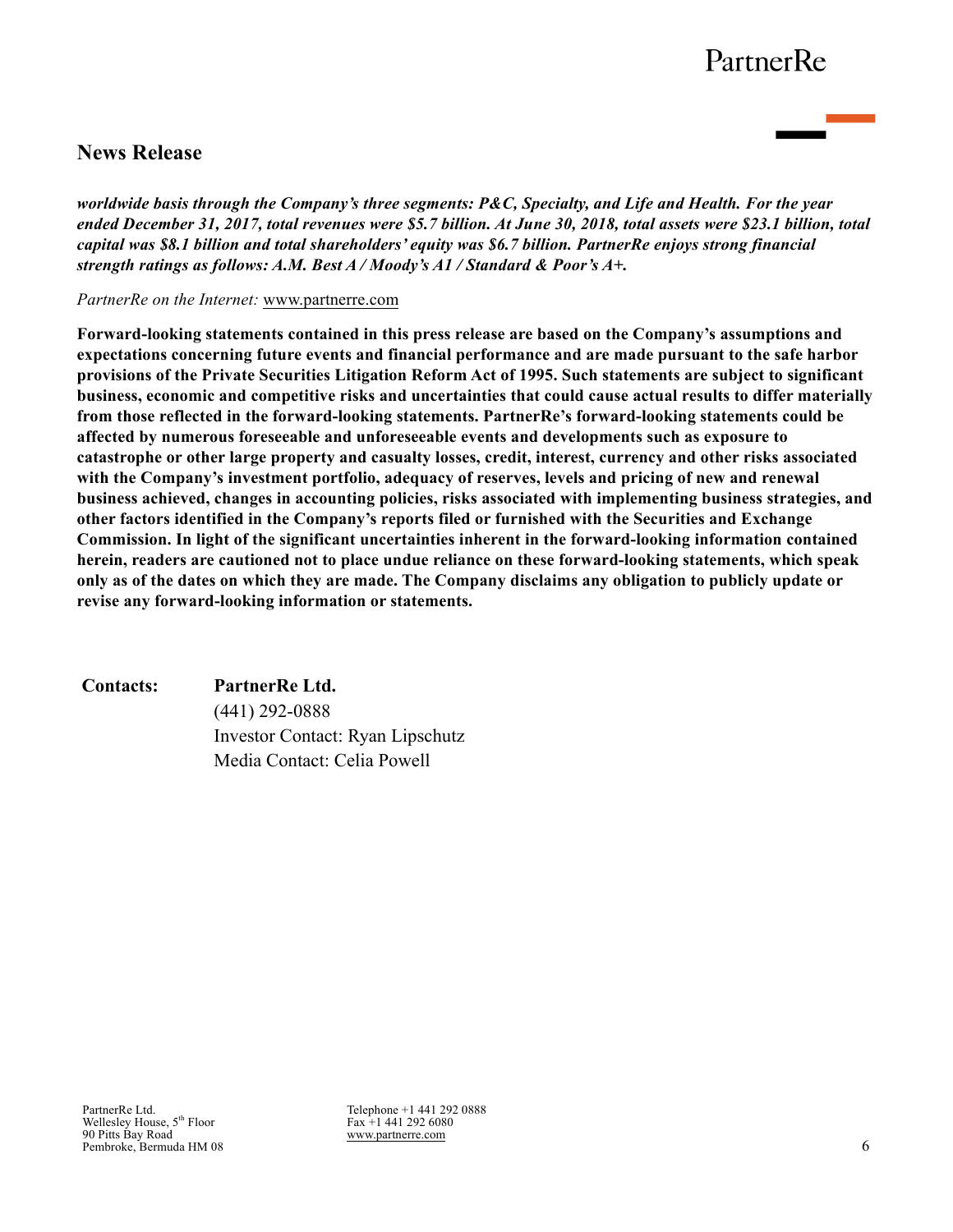## News Release

***worldwide basis through the Company's three segments: P&C, Specialty, and Life and Health. For the year ended December 31, 2017, total revenues were $5.7 billion. At June 30, 2018, total assets were $23.1 billion, total capital was $8.1 billion and total shareholders' equity was $6.7 billion. PartnerRe enjoys strong financial strength ratings as follows: A.M. Best A / Moody's A1 / Standard & Poor's A+.***

*PartnerRe on the Internet:* www.partnerre.com

**Forward-looking statements contained in this press release are based on the Company's assumptions and expectations concerning future events and financial performance and are made pursuant to the safe harbor provisions of the Private Securities Litigation Reform Act of 1995. Such statements are subject to significant business, economic and competitive risks and uncertainties that could cause actual results to differ materially from those reflected in the forward-looking statements. PartnerRe's forward-looking statements could be affected by numerous foreseeable and unforeseeable events and developments such as exposure to catastrophe or other large property and casualty losses, credit, interest, currency and other risks associated with the Company's investment portfolio, adequacy of reserves, levels and pricing of new and renewal business achieved, changes in accounting policies, risks associated with implementing business strategies, and other factors identified in the Company's reports filed or furnished with the Securities and Exchange Commission. In light of the significant uncertainties inherent in the forward-looking information contained herein, readers are cautioned not to place undue reliance on these forward-looking statements, which speak only as of the dates on which they are made. The Company disclaims any obligation to publicly update or revise any forward-looking information or statements.**

**Contacts:** **PartnerRe Ltd.**
(441) 292-0888
Investor Contact: Ryan Lipschutz
Media Contact: Celia Powell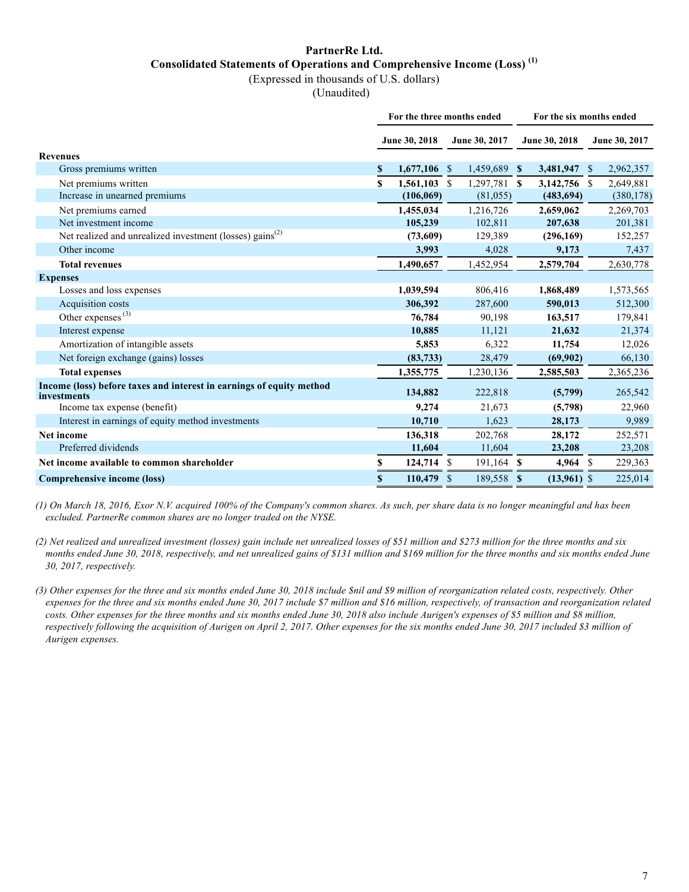# PartnerRe Ltd.

## Consolidated Statements of Operations and Comprehensive Income (Loss) (1)

(Expressed in thousands of U.S. dollars)

(Unaudited)

| | For the three months ended | | For the six months ended | |
|---|---|---|---|---|
| | **June 30, 2018** | **June 30, 2017** | **June 30, 2018** | **June 30, 2017** |
| **Revenues** | | | | |
| Gross premiums written | **$ 1,677,106** | $ 1,459,689 | **$ 3,481,947** | $ 2,962,357 |
| Net premiums written | **$ 1,561,103** | $ 1,297,781 | **$ 3,142,756** | $ 2,649,881 |
| Increase in unearned premiums | **(106,069)** | (81,055) | **(483,694)** | (380,178) |
| Net premiums earned | **1,455,034** | 1,216,726 | **2,659,062** | 2,269,703 |
| Net investment income | **105,239** | 102,811 | **207,638** | 201,381 |
| Net realized and unrealized investment (losses) gains(2) | **(73,609)** | 129,389 | **(296,169)** | 152,257 |
| Other income | **3,993** | 4,028 | **9,173** | 7,437 |
| **Total revenues** | **1,490,657** | 1,452,954 | **2,579,704** | 2,630,778 |
| **Expenses** | | | | |
| Losses and loss expenses | **1,039,594** | 806,416 | **1,868,489** | 1,573,565 |
| Acquisition costs | **306,392** | 287,600 | **590,013** | 512,300 |
| Other expenses (3) | **76,784** | 90,198 | **163,517** | 179,841 |
| Interest expense | **10,885** | 11,121 | **21,632** | 21,374 |
| Amortization of intangible assets | **5,853** | 6,322 | **11,754** | 12,026 |
| Net foreign exchange (gains) losses | **(83,733)** | 28,479 | **(69,902)** | 66,130 |
| **Total expenses** | **1,355,775** | 1,230,136 | **2,585,503** | 2,365,236 |
| **Income (loss) before taxes and interest in earnings of equity method investments** | **134,882** | 222,818 | **(5,799)** | 265,542 |
| Income tax expense (benefit) | **9,274** | 21,673 | **(5,798)** | 22,960 |
| Interest in earnings of equity method investments | **10,710** | 1,623 | **28,173** | 9,989 |
| **Net income** | **136,318** | 202,768 | **28,172** | 252,571 |
| Preferred dividends | **11,604** | 11,604 | **23,208** | 23,208 |
| **Net income available to common shareholder** | **$ 124,714** | $ 191,164 | **$ 4,964** | $ 229,363 |
| **Comprehensive income (loss)** | **$ 110,479** | $ 189,558 | **$ (13,961)** | $ 225,014 |

*(1) On March 18, 2016, Exor N.V. acquired 100% of the Company's common shares. As such, per share data is no longer meaningful and has been excluded. PartnerRe common shares are no longer traded on the NYSE.*

*(2) Net realized and unrealized investment (losses) gain include net unrealized losses of $51 million and $273 million for the three months and six months ended June 30, 2018, respectively, and net unrealized gains of $131 million and $169 million for the three months and six months ended June 30, 2017, respectively.*

*(3) Other expenses for the three and six months ended June 30, 2018 include $nil and $9 million of reorganization related costs, respectively. Other expenses for the three and six months ended June 30, 2017 include $7 million and $16 million, respectively, of transaction and reorganization related costs. Other expenses for the three months and six months ended June 30, 2018 also include Aurigen's expenses of $5 million and $8 million, respectively following the acquisition of Aurigen on April 2, 2017. Other expenses for the six months ended June 30, 2017 included $3 million of Aurigen expenses.*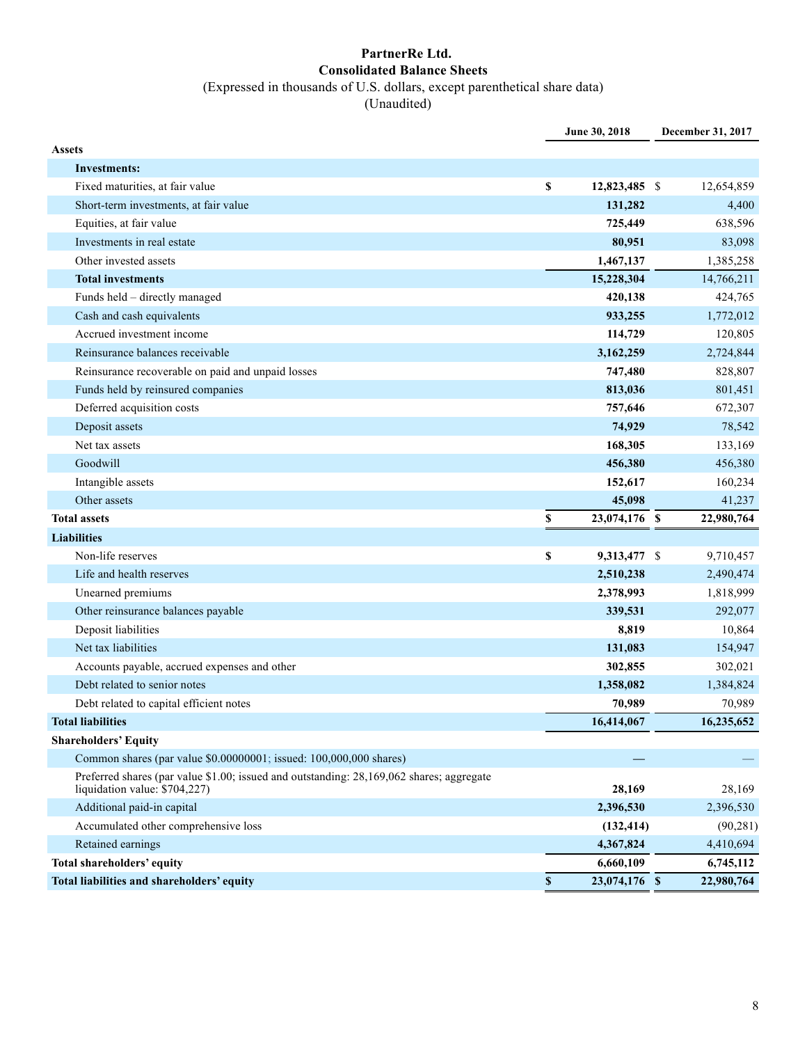# PartnerRe Ltd.
## Consolidated Balance Sheets

(Expressed in thousands of U.S. dollars, except parenthetical share data)
(Unaudited)

| | June 30, 2018 | December 31, 2017 |
|---|---|---|
| **Assets** | | |
| **Investments:** | | |
| Fixed maturities, at fair value | **$ 12,823,485** | $ 12,654,859 |
| Short-term investments, at fair value | **131,282** | 4,400 |
| Equities, at fair value | **725,449** | 638,596 |
| Investments in real estate | **80,951** | 83,098 |
| Other invested assets | **1,467,137** | 1,385,258 |
| **Total investments** | **15,228,304** | 14,766,211 |
| Funds held – directly managed | **420,138** | 424,765 |
| Cash and cash equivalents | **933,255** | 1,772,012 |
| Accrued investment income | **114,729** | 120,805 |
| Reinsurance balances receivable | **3,162,259** | 2,724,844 |
| Reinsurance recoverable on paid and unpaid losses | **747,480** | 828,807 |
| Funds held by reinsured companies | **813,036** | 801,451 |
| Deferred acquisition costs | **757,646** | 672,307 |
| Deposit assets | **74,929** | 78,542 |
| Net tax assets | **168,305** | 133,169 |
| Goodwill | **456,380** | 456,380 |
| Intangible assets | **152,617** | 160,234 |
| Other assets | **45,098** | 41,237 |
| **Total assets** | **$ 23,074,176** | **$ 22,980,764** |
| **Liabilities** | | |
| Non-life reserves | **$ 9,313,477** | $ 9,710,457 |
| Life and health reserves | **2,510,238** | 2,490,474 |
| Unearned premiums | **2,378,993** | 1,818,999 |
| Other reinsurance balances payable | **339,531** | 292,077 |
| Deposit liabilities | **8,819** | 10,864 |
| Net tax liabilities | **131,083** | 154,947 |
| Accounts payable, accrued expenses and other | **302,855** | 302,021 |
| Debt related to senior notes | **1,358,082** | 1,384,824 |
| Debt related to capital efficient notes | **70,989** | 70,989 |
| **Total liabilities** | **16,414,067** | **16,235,652** |
| **Shareholders' Equity** | | |
| Common shares (par value $0.00000001; issued: 100,000,000 shares) | **—** | — |
| Preferred shares (par value $1.00; issued and outstanding: 28,169,062 shares; aggregate liquidation value: $704,227) | **28,169** | 28,169 |
| Additional paid-in capital | **2,396,530** | 2,396,530 |
| Accumulated other comprehensive loss | **(132,414)** | (90,281) |
| Retained earnings | **4,367,824** | 4,410,694 |
| **Total shareholders' equity** | **6,660,109** | **6,745,112** |
| **Total liabilities and shareholders' equity** | **$ 23,074,176** | **$ 22,980,764** |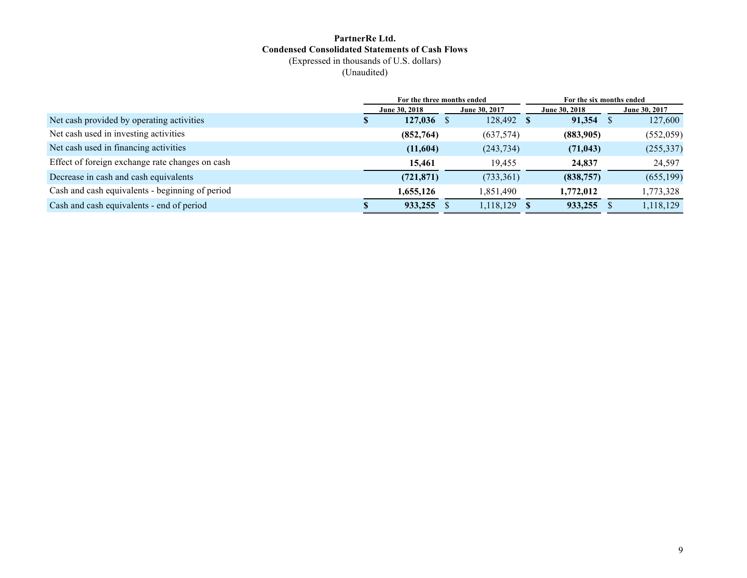**PartnerRe Ltd.**
**Condensed Consolidated Statements of Cash Flows**
(Expressed in thousands of U.S. dollars)
(Unaudited)

| | For the three months ended | | For the six months ended | |
|---|---|---|---|---|
| | June 30, 2018 | June 30, 2017 | June 30, 2018 | June 30, 2017 |
| Net cash provided by operating activities | **$ 127,036** | $ 128,492 | **$ 91,354** | $ 127,600 |
| Net cash used in investing activities | **(852,764)** | (637,574) | **(883,905)** | (552,059) |
| Net cash used in financing activities | **(11,604)** | (243,734) | **(71,043)** | (255,337) |
| Effect of foreign exchange rate changes on cash | **15,461** | 19,455 | **24,837** | 24,597 |
| Decrease in cash and cash equivalents | **(721,871)** | (733,361) | **(838,757)** | (655,199) |
| Cash and cash equivalents - beginning of period | **1,655,126** | 1,851,490 | **1,772,012** | 1,773,328 |
| Cash and cash equivalents - end of period | **$ 933,255** | $ 1,118,129 | **$ 933,255** | $ 1,118,129 |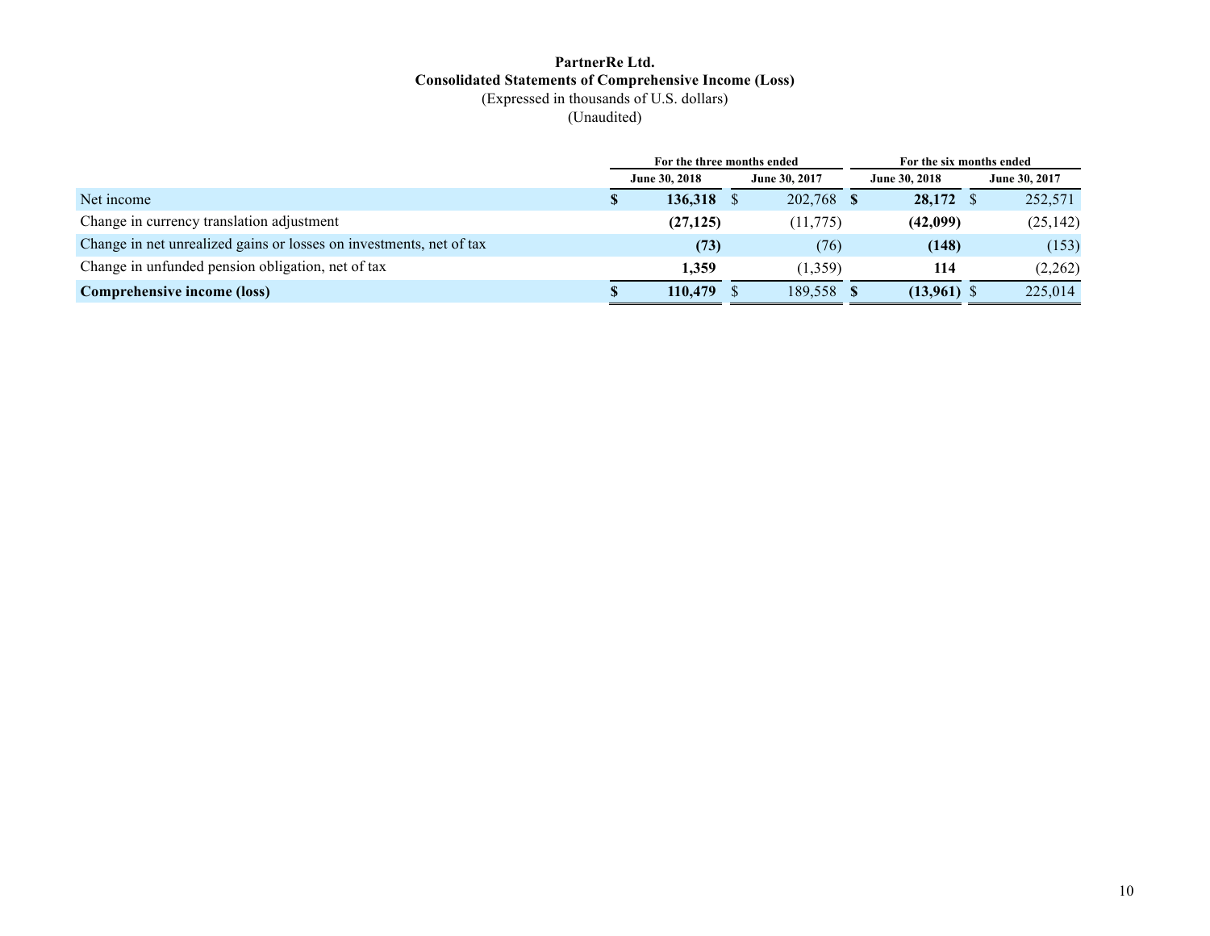**PartnerRe Ltd.**
**Consolidated Statements of Comprehensive Income (Loss)**
(Expressed in thousands of U.S. dollars)
(Unaudited)

| | For the three months ended | | For the six months ended | |
|---|---|---|---|---|
| | **June 30, 2018** | **June 30, 2017** | **June 30, 2018** | **June 30, 2017** |
| Net income | **$ 136,318** | $ 202,768 | **$ 28,172** | $ 252,571 |
| Change in currency translation adjustment | **(27,125)** | (11,775) | **(42,099)** | (25,142) |
| Change in net unrealized gains or losses on investments, net of tax | **(73)** | (76) | **(148)** | (153) |
| Change in unfunded pension obligation, net of tax | **1,359** | (1,359) | **114** | (2,262) |
| **Comprehensive income (loss)** | **$ 110,479** | $ 189,558 | **$ (13,961)** | $ 225,014 |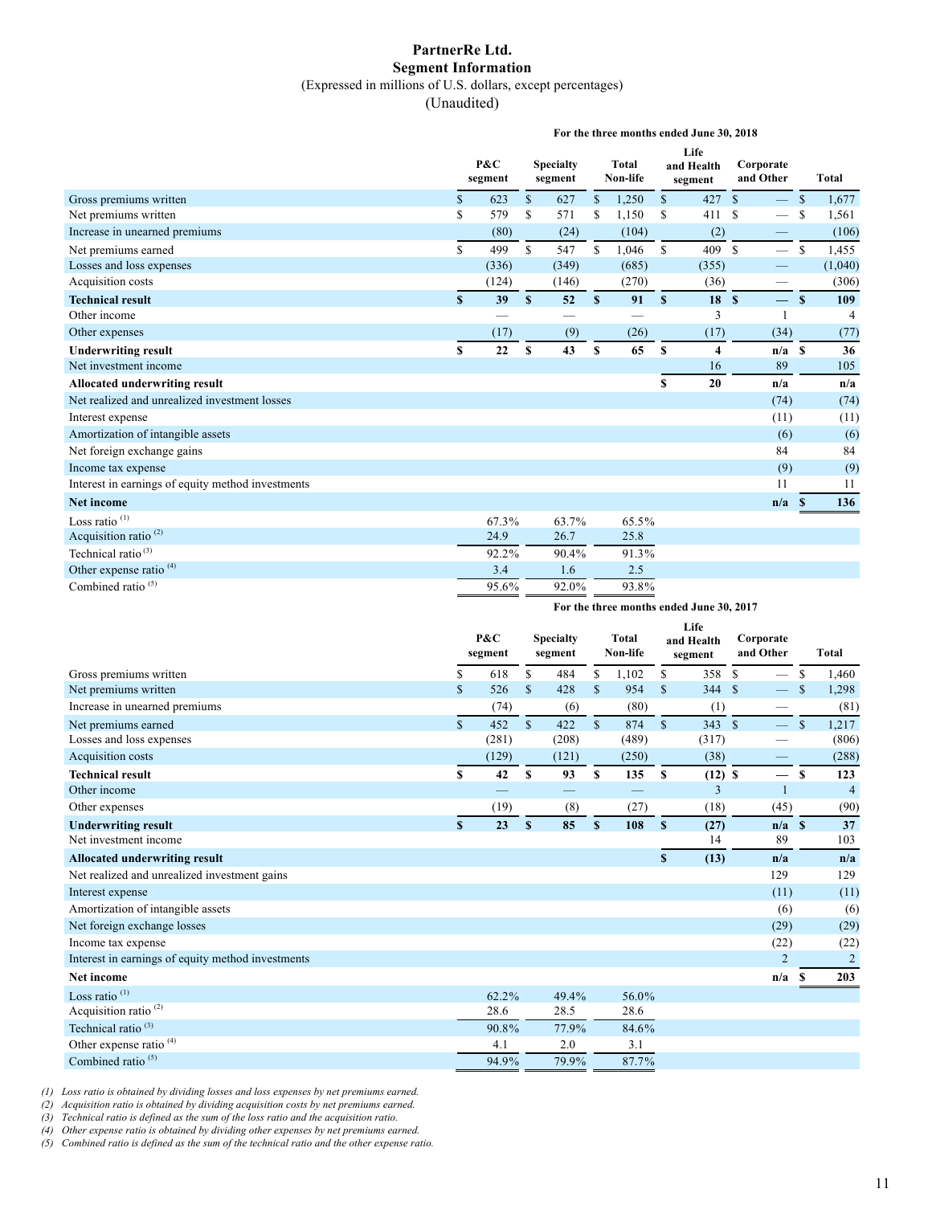# PartnerRe Ltd.
## Segment Information
(Expressed in millions of U.S. dollars, except percentages)
(Unaudited)

**For the three months ended June 30, 2018**

| | P&C segment | Specialty segment | Total Non-life | Life and Health segment | Corporate and Other | Total |
|---|---|---|---|---|---|---|
| Gross premiums written | $ 623 | $ 627 | $ 1,250 | $ 427 | $ — | $ 1,677 |
| Net premiums written | $ 579 | $ 571 | $ 1,150 | $ 411 | $ — | $ 1,561 |
| Increase in unearned premiums | (80) | (24) | (104) | (2) | — | (106) |
| Net premiums earned | $ 499 | $ 547 | $ 1,046 | $ 409 | $ — | $ 1,455 |
| Losses and loss expenses | (336) | (349) | (685) | (355) | — | (1,040) |
| Acquisition costs | (124) | (146) | (270) | (36) | — | (306) |
| **Technical result** | **$ 39** | **$ 52** | **$ 91** | **$ 18** | **$ —** | **$ 109** |
| Other income | — | — | — | 3 | 1 | 4 |
| Other expenses | (17) | (9) | (26) | (17) | (34) | (77) |
| **Underwriting result** | **$ 22** | **$ 43** | **$ 65** | **$ 4** | **n/a** | **$ 36** |
| Net investment income | | | | 16 | 89 | 105 |
| **Allocated underwriting result** | | | | **$ 20** | **n/a** | **n/a** |
| Net realized and unrealized investment losses | | | | | (74) | (74) |
| Interest expense | | | | | (11) | (11) |
| Amortization of intangible assets | | | | | (6) | (6) |
| Net foreign exchange gains | | | | | 84 | 84 |
| Income tax expense | | | | | (9) | (9) |
| Interest in earnings of equity method investments | | | | | 11 | 11 |
| **Net income** | | | | | **n/a** | **$ 136** |
| Loss ratio (1) | 67.3% | 63.7% | 65.5% | | | |
| Acquisition ratio (2) | 24.9 | 26.7 | 25.8 | | | |
| Technical ratio (3) | 92.2% | 90.4% | 91.3% | | | |
| Other expense ratio (4) | 3.4 | 1.6 | 2.5 | | | |
| Combined ratio (5) | 95.6% | 92.0% | 93.8% | | | |

**For the three months ended June 30, 2017**

| | P&C segment | Specialty segment | Total Non-life | Life and Health segment | Corporate and Other | Total |
|---|---|---|---|---|---|---|
| Gross premiums written | $ 618 | $ 484 | $ 1,102 | $ 358 | $ — | $ 1,460 |
| Net premiums written | $ 526 | $ 428 | $ 954 | $ 344 | $ — | $ 1,298 |
| Increase in unearned premiums | (74) | (6) | (80) | (1) | — | (81) |
| Net premiums earned | $ 452 | $ 422 | $ 874 | $ 343 | $ — | $ 1,217 |
| Losses and loss expenses | (281) | (208) | (489) | (317) | — | (806) |
| Acquisition costs | (129) | (121) | (250) | (38) | — | (288) |
| **Technical result** | **$ 42** | **$ 93** | **$ 135** | **$ (12)** | **$ —** | **$ 123** |
| Other income | — | — | — | 3 | 1 | 4 |
| Other expenses | (19) | (8) | (27) | (18) | (45) | (90) |
| **Underwriting result** | **$ 23** | **$ 85** | **$ 108** | **$ (27)** | **n/a** | **$ 37** |
| Net investment income | | | | 14 | 89 | 103 |
| **Allocated underwriting result** | | | | **$ (13)** | **n/a** | **n/a** |
| Net realized and unrealized investment gains | | | | | 129 | 129 |
| Interest expense | | | | | (11) | (11) |
| Amortization of intangible assets | | | | | (6) | (6) |
| Net foreign exchange losses | | | | | (29) | (29) |
| Income tax expense | | | | | (22) | (22) |
| Interest in earnings of equity method investments | | | | | 2 | 2 |
| **Net income** | | | | | **n/a** | **$ 203** |
| Loss ratio (1) | 62.2% | 49.4% | 56.0% | | | |
| Acquisition ratio (2) | 28.6 | 28.5 | 28.6 | | | |
| Technical ratio (3) | 90.8% | 77.9% | 84.6% | | | |
| Other expense ratio (4) | 4.1 | 2.0 | 3.1 | | | |
| Combined ratio (5) | 94.9% | 79.9% | 87.7% | | | |

*(1) Loss ratio is obtained by dividing losses and loss expenses by net premiums earned.*
*(2) Acquisition ratio is obtained by dividing acquisition costs by net premiums earned.*
*(3) Technical ratio is defined as the sum of the loss ratio and the acquisition ratio.*
*(4) Other expense ratio is obtained by dividing other expenses by net premiums earned.*
*(5) Combined ratio is defined as the sum of the technical ratio and the other expense ratio.*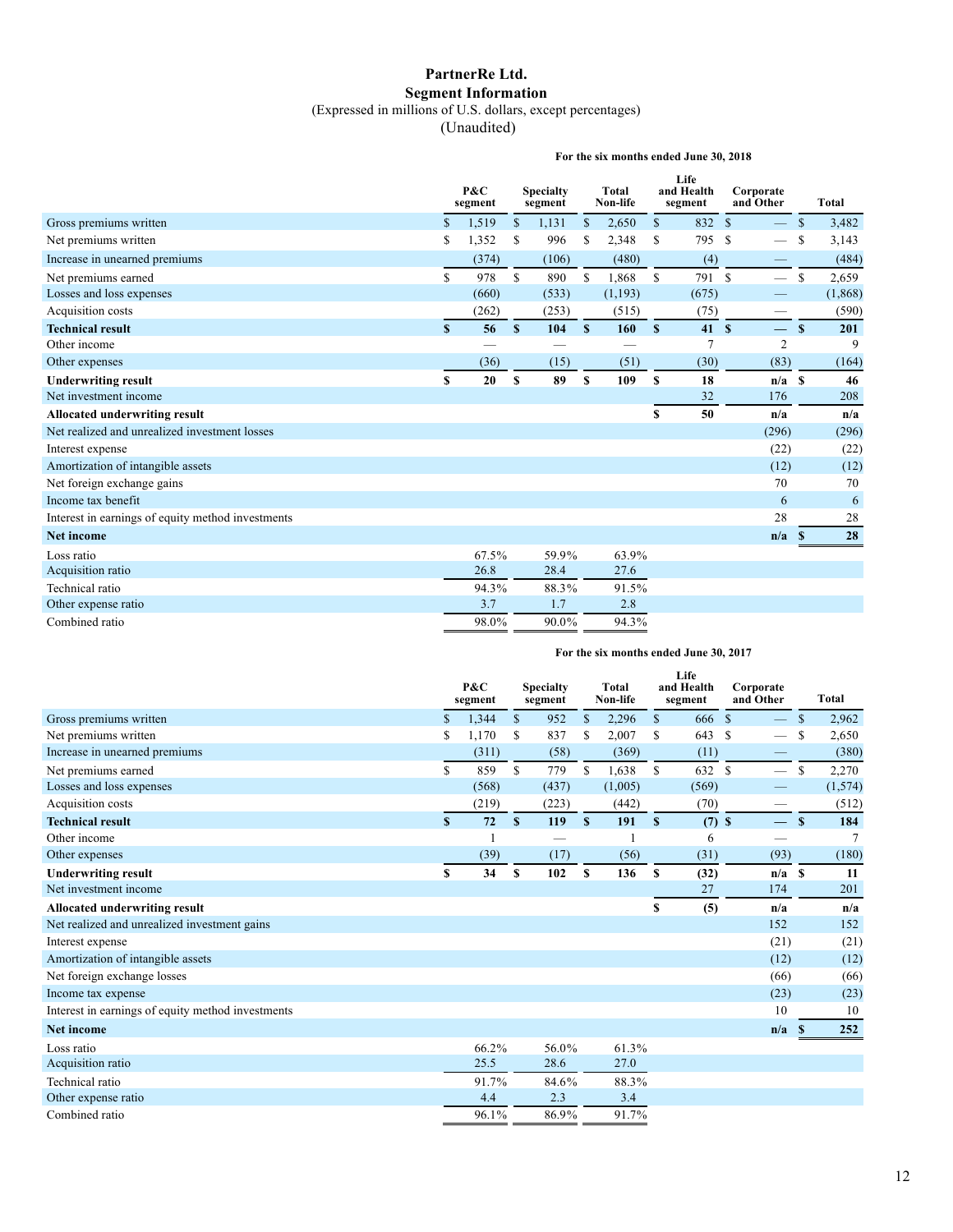# PartnerRe Ltd.

## Segment Information

(Expressed in millions of U.S. dollars, except percentages)
(Unaudited)

**For the six months ended June 30, 2018**

| | P&C segment | Specialty segment | Total Non-life | Life and Health segment | Corporate and Other | Total |
|---|---|---|---|---|---|---|
| Gross premiums written | $ 1,519 | $ 1,131 | $ 2,650 | $ 832 | $ — | $ 3,482 |
| Net premiums written | $ 1,352 | $ 996 | $ 2,348 | $ 795 | $ — | $ 3,143 |
| Increase in unearned premiums | (374) | (106) | (480) | (4) | — | (484) |
| Net premiums earned | $ 978 | $ 890 | $ 1,868 | $ 791 | $ — | $ 2,659 |
| Losses and loss expenses | (660) | (533) | (1,193) | (675) | — | (1,868) |
| Acquisition costs | (262) | (253) | (515) | (75) | — | (590) |
| **Technical result** | **$ 56** | **$ 104** | **$ 160** | **$ 41** | **$ —** | **$ 201** |
| Other income | — | — | — | 7 | 2 | 9 |
| Other expenses | (36) | (15) | (51) | (30) | (83) | (164) |
| **Underwriting result** | **$ 20** | **$ 89** | **$ 109** | **$ 18** | **n/a** | **$ 46** |
| Net investment income | | | | 32 | 176 | 208 |
| **Allocated underwriting result** | | | | **$ 50** | **n/a** | **n/a** |
| Net realized and unrealized investment losses | | | | | (296) | (296) |
| Interest expense | | | | | (22) | (22) |
| Amortization of intangible assets | | | | | (12) | (12) |
| Net foreign exchange gains | | | | | 70 | 70 |
| Income tax benefit | | | | | 6 | 6 |
| Interest in earnings of equity method investments | | | | | 28 | 28 |
| **Net income** | | | | | **n/a** | **$ 28** |
| Loss ratio | 67.5% | 59.9% | 63.9% | | | |
| Acquisition ratio | 26.8 | 28.4 | 27.6 | | | |
| Technical ratio | 94.3% | 88.3% | 91.5% | | | |
| Other expense ratio | 3.7 | 1.7 | 2.8 | | | |
| Combined ratio | 98.0% | 90.0% | 94.3% | | | |

**For the six months ended June 30, 2017**

| | P&C segment | Specialty segment | Total Non-life | Life and Health segment | Corporate and Other | Total |
|---|---|---|---|---|---|---|
| Gross premiums written | $ 1,344 | $ 952 | $ 2,296 | $ 666 | $ — | $ 2,962 |
| Net premiums written | $ 1,170 | $ 837 | $ 2,007 | $ 643 | $ — | $ 2,650 |
| Increase in unearned premiums | (311) | (58) | (369) | (11) | — | (380) |
| Net premiums earned | $ 859 | $ 779 | $ 1,638 | $ 632 | $ — | $ 2,270 |
| Losses and loss expenses | (568) | (437) | (1,005) | (569) | — | (1,574) |
| Acquisition costs | (219) | (223) | (442) | (70) | — | (512) |
| **Technical result** | **$ 72** | **$ 119** | **$ 191** | **$ (7)** | **$ —** | **$ 184** |
| Other income | 1 | — | 1 | 6 | — | 7 |
| Other expenses | (39) | (17) | (56) | (31) | (93) | (180) |
| **Underwriting result** | **$ 34** | **$ 102** | **$ 136** | **$ (32)** | **n/a** | **$ 11** |
| Net investment income | | | | 27 | 174 | 201 |
| **Allocated underwriting result** | | | | **$ (5)** | **n/a** | **n/a** |
| Net realized and unrealized investment gains | | | | | 152 | 152 |
| Interest expense | | | | | (21) | (21) |
| Amortization of intangible assets | | | | | (12) | (12) |
| Net foreign exchange losses | | | | | (66) | (66) |
| Income tax expense | | | | | (23) | (23) |
| Interest in earnings of equity method investments | | | | | 10 | 10 |
| **Net income** | | | | | **n/a** | **$ 252** |
| Loss ratio | 66.2% | 56.0% | 61.3% | | | |
| Acquisition ratio | 25.5 | 28.6 | 27.0 | | | |
| Technical ratio | 91.7% | 84.6% | 88.3% | | | |
| Other expense ratio | 4.4 | 2.3 | 3.4 | | | |
| Combined ratio | 96.1% | 86.9% | 91.7% | | | |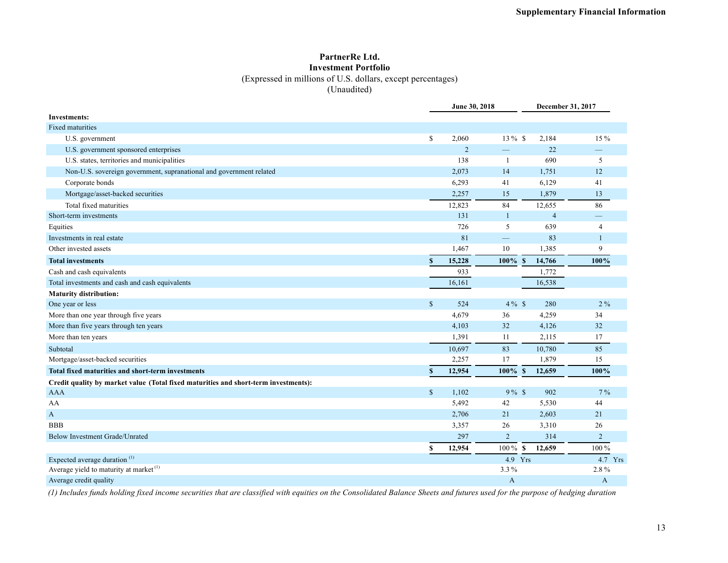# PartnerRe Ltd.

## Investment Portfolio

(Expressed in millions of U.S. dollars, except percentages)

(Unaudited)

| | June 30, 2018 | | December 31, 2017 | |
|---|---|---|---|---|
| **Investments:** | | | | |
| Fixed maturities | | | | |
| U.S. government | $ 2,060 | 13 % | $ 2,184 | 15 % |
| U.S. government sponsored enterprises | 2 | — | 22 | — |
| U.S. states, territories and municipalities | 138 | 1 | 690 | 5 |
| Non-U.S. sovereign government, supranational and government related | 2,073 | 14 | 1,751 | 12 |
| Corporate bonds | 6,293 | 41 | 6,129 | 41 |
| Mortgage/asset-backed securities | 2,257 | 15 | 1,879 | 13 |
| Total fixed maturities | 12,823 | 84 | 12,655 | 86 |
| Short-term investments | 131 | 1 | 4 | — |
| Equities | 726 | 5 | 639 | 4 |
| Investments in real estate | 81 | — | 83 | 1 |
| Other invested assets | 1,467 | 10 | 1,385 | 9 |
| **Total investments** | **$ 15,228** | **100%** | **$ 14,766** | **100%** |
| Cash and cash equivalents | 933 | | 1,772 | |
| Total investments and cash and cash equivalents | 16,161 | | 16,538 | |
| **Maturity distribution:** | | | | |
| One year or less | $ 524 | 4 % | $ 280 | 2 % |
| More than one year through five years | 4,679 | 36 | 4,259 | 34 |
| More than five years through ten years | 4,103 | 32 | 4,126 | 32 |
| More than ten years | 1,391 | 11 | 2,115 | 17 |
| Subtotal | 10,697 | 83 | 10,780 | 85 |
| Mortgage/asset-backed securities | 2,257 | 17 | 1,879 | 15 |
| **Total fixed maturities and short-term investments** | **$ 12,954** | **100%** | **$ 12,659** | **100%** |
| **Credit quality by market value (Total fixed maturities and short-term investments):** | | | | |
| AAA | $ 1,102 | 9 % | $ 902 | 7 % |
| AA | 5,492 | 42 | 5,530 | 44 |
| A | 2,706 | 21 | 2,603 | 21 |
| BBB | 3,357 | 26 | 3,310 | 26 |
| Below Investment Grade/Unrated | 297 | 2 | 314 | 2 |
| | **$ 12,954** | 100 % | **$ 12,659** | 100 % |
| Expected average duration [(1)] | | 4.9 Yrs | | 4.7 Yrs |
| Average yield to maturity at market [(1)] | | 3.3 % | | 2.8 % |
| Average credit quality | | A | | A |

*(1) Includes funds holding fixed income securities that are classified with equities on the Consolidated Balance Sheets and futures used for the purpose of hedging duration*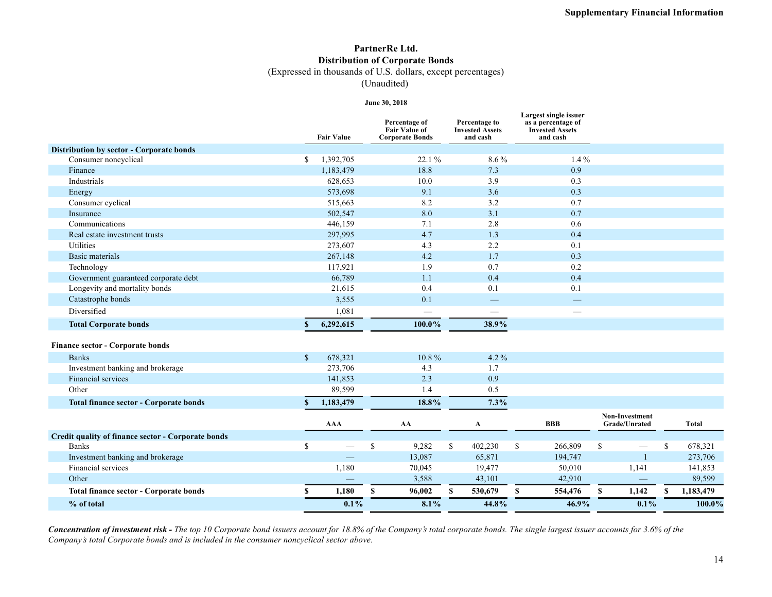## PartnerRe Ltd.
## Distribution of Corporate Bonds
(Expressed in thousands of U.S. dollars, except percentages)
(Unaudited)

| | June 30, 2018 | | | |
|---|---|---|---|---|
| | Fair Value | Percentage of Fair Value of Corporate Bonds | Percentage to Invested Assets and cash | Largest single issuer as a percentage of Invested Assets and cash |
| **Distribution by sector - Corporate bonds** | | | | |
| Consumer noncyclical | $ 1,392,705 | 22.1 % | 8.6 % | 1.4 % |
| Finance | 1,183,479 | 18.8 | 7.3 | 0.9 |
| Industrials | 628,653 | 10.0 | 3.9 | 0.3 |
| Energy | 573,698 | 9.1 | 3.6 | 0.3 |
| Consumer cyclical | 515,663 | 8.2 | 3.2 | 0.7 |
| Insurance | 502,547 | 8.0 | 3.1 | 0.7 |
| Communications | 446,159 | 7.1 | 2.8 | 0.6 |
| Real estate investment trusts | 297,995 | 4.7 | 1.3 | 0.4 |
| Utilities | 273,607 | 4.3 | 2.2 | 0.1 |
| Basic materials | 267,148 | 4.2 | 1.7 | 0.3 |
| Technology | 117,921 | 1.9 | 0.7 | 0.2 |
| Government guaranteed corporate debt | 66,789 | 1.1 | 0.4 | 0.4 |
| Longevity and mortality bonds | 21,615 | 0.4 | 0.1 | 0.1 |
| Catastrophe bonds | 3,555 | 0.1 | — | — |
| Diversified | 1,081 | — | — | — |
| **Total Corporate bonds** | **$ 6,292,615** | **100.0%** | **38.9%** | |
| **Finance sector - Corporate bonds** | | | | |
| Banks | $ 678,321 | 10.8 % | 4.2 % | |
| Investment banking and brokerage | 273,706 | 4.3 | 1.7 | |
| Financial services | 141,853 | 2.3 | 0.9 | |
| Other | 89,599 | 1.4 | 0.5 | |
| **Total finance sector - Corporate bonds** | **$ 1,183,479** | **18.8%** | **7.3%** | |

| | AAA | AA | A | BBB | Non-Investment Grade/Unrated | Total |
|---|---|---|---|---|---|---|
| **Credit quality of finance sector - Corporate bonds** | | | | | | |
| Banks | $ — | $ 9,282 | $ 402,230 | $ 266,809 | $ — | $ 678,321 |
| Investment banking and brokerage | — | 13,087 | 65,871 | 194,747 | 1 | 273,706 |
| Financial services | 1,180 | 70,045 | 19,477 | 50,010 | 1,141 | 141,853 |
| Other | — | 3,588 | 43,101 | 42,910 | — | 89,599 |
| **Total finance sector - Corporate bonds** | **$ 1,180** | **$ 96,002** | **$ 530,679** | **$ 554,476** | **$ 1,142** | **$ 1,183,479** |
| **% of total** | **0.1%** | **8.1%** | **44.8%** | **46.9%** | **0.1%** | **100.0%** |

***Concentration of investment risk -*** *The top 10 Corporate bond issuers account for 18.8% of the Company's total corporate bonds. The single largest issuer accounts for 3.6% of the Company's total Corporate bonds and is included in the consumer noncyclical sector above.*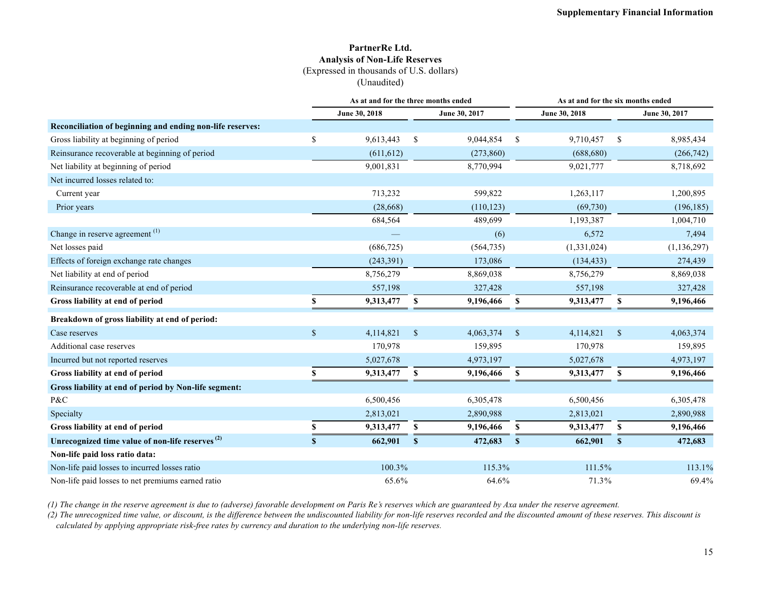**PartnerRe Ltd.**
**Analysis of Non-Life Reserves**
(Expressed in thousands of U.S. dollars)
(Unaudited)

| | As at and for the three months ended | | As at and for the six months ended | |
|---|---|---|---|---|
| | June 30, 2018 | June 30, 2017 | June 30, 2018 | June 30, 2017 |
| **Reconciliation of beginning and ending non-life reserves:** | | | | |
| Gross liability at beginning of period | $ 9,613,443 | $ 9,044,854 | $ 9,710,457 | $ 8,985,434 |
| Reinsurance recoverable at beginning of period | (611,612) | (273,860) | (688,680) | (266,742) |
| Net liability at beginning of period | 9,001,831 | 8,770,994 | 9,021,777 | 8,718,692 |
| Net incurred losses related to: | | | | |
| Current year | 713,232 | 599,822 | 1,263,117 | 1,200,895 |
| Prior years | (28,668) | (110,123) | (69,730) | (196,185) |
| | 684,564 | 489,699 | 1,193,387 | 1,004,710 |
| Change in reserve agreement [1] | — | (6) | 6,572 | 7,494 |
| Net losses paid | (686,725) | (564,735) | (1,331,024) | (1,136,297) |
| Effects of foreign exchange rate changes | (243,391) | 173,086 | (134,433) | 274,439 |
| Net liability at end of period | 8,756,279 | 8,869,038 | 8,756,279 | 8,869,038 |
| Reinsurance recoverable at end of period | 557,198 | 327,428 | 557,198 | 327,428 |
| **Gross liability at end of period** | **$ 9,313,477** | **$ 9,196,466** | **$ 9,313,477** | **$ 9,196,466** |
| **Breakdown of gross liability at end of period:** | | | | |
| Case reserves | $ 4,114,821 | $ 4,063,374 | $ 4,114,821 | $ 4,063,374 |
| Additional case reserves | 170,978 | 159,895 | 170,978 | 159,895 |
| Incurred but not reported reserves | 5,027,678 | 4,973,197 | 5,027,678 | 4,973,197 |
| **Gross liability at end of period** | **$ 9,313,477** | **$ 9,196,466** | **$ 9,313,477** | **$ 9,196,466** |
| **Gross liability at end of period by Non-life segment:** | | | | |
| P&C | 6,500,456 | 6,305,478 | 6,500,456 | 6,305,478 |
| Specialty | 2,813,021 | 2,890,988 | 2,813,021 | 2,890,988 |
| **Gross liability at end of period** | **$ 9,313,477** | **$ 9,196,466** | **$ 9,313,477** | **$ 9,196,466** |
| **Unrecognized time value of non-life reserves [2]** | **$ 662,901** | **$ 472,683** | **$ 662,901** | **$ 472,683** |
| **Non-life paid loss ratio data:** | | | | |
| Non-life paid losses to incurred losses ratio | 100.3% | 115.3% | 111.5% | 113.1% |
| Non-life paid losses to net premiums earned ratio | 65.6% | 64.6% | 71.3% | 69.4% |

*(1) The change in the reserve agreement is due to (adverse) favorable development on Paris Re's reserves which are guaranteed by Axa under the reserve agreement.*

*(2) The unrecognized time value, or discount, is the difference between the undiscounted liability for non-life reserves recorded and the discounted amount of these reserves. This discount is calculated by applying appropriate risk-free rates by currency and duration to the underlying non-life reserves.*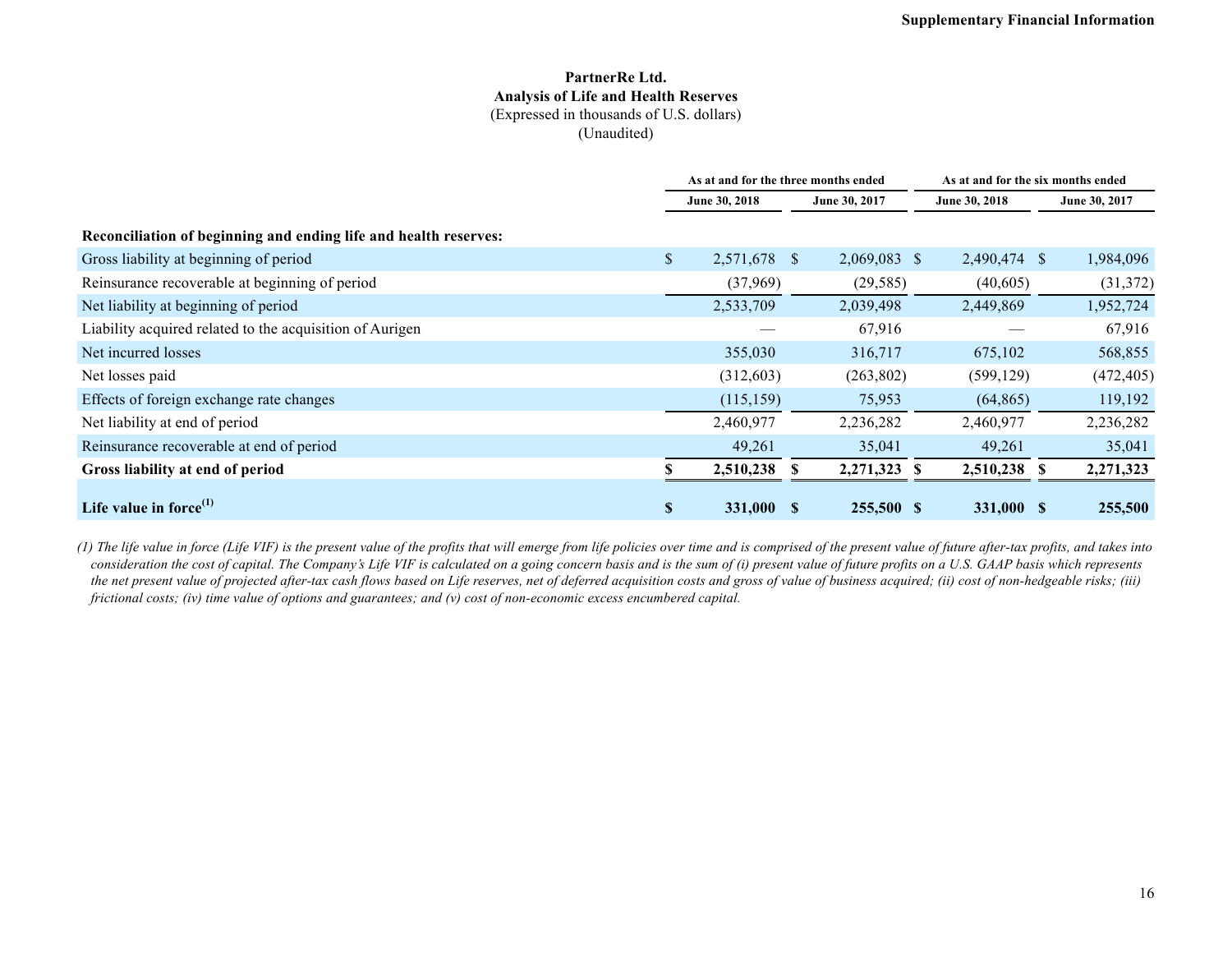# PartnerRe Ltd.
## Analysis of Life and Health Reserves
(Expressed in thousands of U.S. dollars)
(Unaudited)

| | As at and for the three months ended | | As at and for the six months ended | |
|---|---|---|---|---|
| | June 30, 2018 | June 30, 2017 | June 30, 2018 | June 30, 2017 |
| **Reconciliation of beginning and ending life and health reserves:** | | | | |
| Gross liability at beginning of period | $ 2,571,678 | $ 2,069,083 | $ 2,490,474 | $ 1,984,096 |
| Reinsurance recoverable at beginning of period | (37,969) | (29,585) | (40,605) | (31,372) |
| Net liability at beginning of period | 2,533,709 | 2,039,498 | 2,449,869 | 1,952,724 |
| Liability acquired related to the acquisition of Aurigen | — | 67,916 | — | 67,916 |
| Net incurred losses | 355,030 | 316,717 | 675,102 | 568,855 |
| Net losses paid | (312,603) | (263,802) | (599,129) | (472,405) |
| Effects of foreign exchange rate changes | (115,159) | 75,953 | (64,865) | 119,192 |
| Net liability at end of period | 2,460,977 | 2,236,282 | 2,460,977 | 2,236,282 |
| Reinsurance recoverable at end of period | 49,261 | 35,041 | 49,261 | 35,041 |
| **Gross liability at end of period** | **$ 2,510,238** | **$ 2,271,323** | **$ 2,510,238** | **$ 2,271,323** |
| **Life value in force[(1)]** | **$ 331,000** | **$ 255,500** | **$ 331,000** | **$ 255,500** |

*(1) The life value in force (Life VIF) is the present value of the profits that will emerge from life policies over time and is comprised of the present value of future after-tax profits, and takes into consideration the cost of capital. The Company's Life VIF is calculated on a going concern basis and is the sum of (i) present value of future profits on a U.S. GAAP basis which represents the net present value of projected after-tax cash flows based on Life reserves, net of deferred acquisition costs and gross of value of business acquired; (ii) cost of non-hedgeable risks; (iii) frictional costs; (iv) time value of options and guarantees; and (v) cost of non-economic excess encumbered capital.*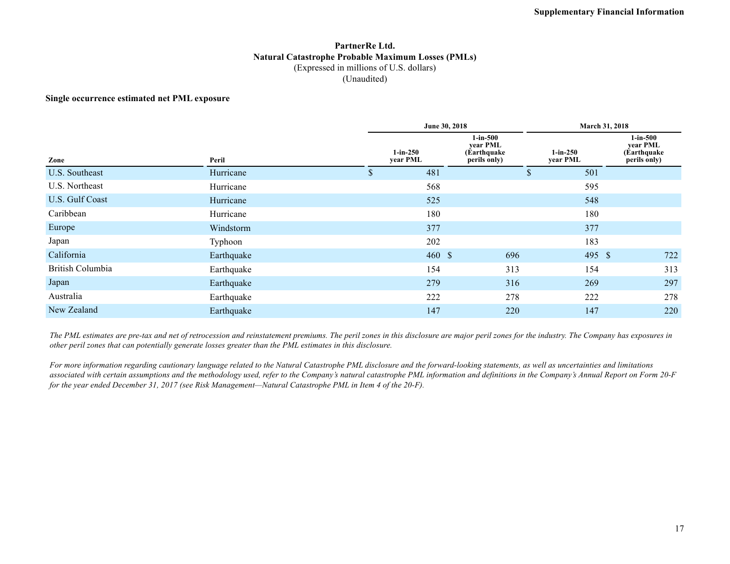# PartnerRe Ltd.
## Natural Catastrophe Probable Maximum Losses (PMLs)
(Expressed in millions of U.S. dollars)
(Unaudited)

**Single occurrence estimated net PML exposure**

| | | June 30, 2018 | | March 31, 2018 | |
|---|---|---|---|---|---|
| **Zone** | **Peril** | **1-in-250 year PML** | **1-in-500 year PML (Earthquake perils only)** | **1-in-250 year PML** | **1-in-500 year PML (Earthquake perils only)** |
| U.S. Southeast | Hurricane | $ 481 | | $ 501 | |
| U.S. Northeast | Hurricane | 568 | | 595 | |
| U.S. Gulf Coast | Hurricane | 525 | | 548 | |
| Caribbean | Hurricane | 180 | | 180 | |
| Europe | Windstorm | 377 | | 377 | |
| Japan | Typhoon | 202 | | 183 | |
| California | Earthquake | 460 | $ 696 | 495 | $ 722 |
| British Columbia | Earthquake | 154 | 313 | 154 | 313 |
| Japan | Earthquake | 279 | 316 | 269 | 297 |
| Australia | Earthquake | 222 | 278 | 222 | 278 |
| New Zealand | Earthquake | 147 | 220 | 147 | 220 |

*The PML estimates are pre-tax and net of retrocession and reinstatement premiums. The peril zones in this disclosure are major peril zones for the industry. The Company has exposures in other peril zones that can potentially generate losses greater than the PML estimates in this disclosure.*

*For more information regarding cautionary language related to the Natural Catastrophe PML disclosure and the forward-looking statements, as well as uncertainties and limitations associated with certain assumptions and the methodology used, refer to the Company's natural catastrophe PML information and definitions in the Company's Annual Report on Form 20-F for the year ended December 31, 2017 (see Risk Management—Natural Catastrophe PML in Item 4 of the 20-F).*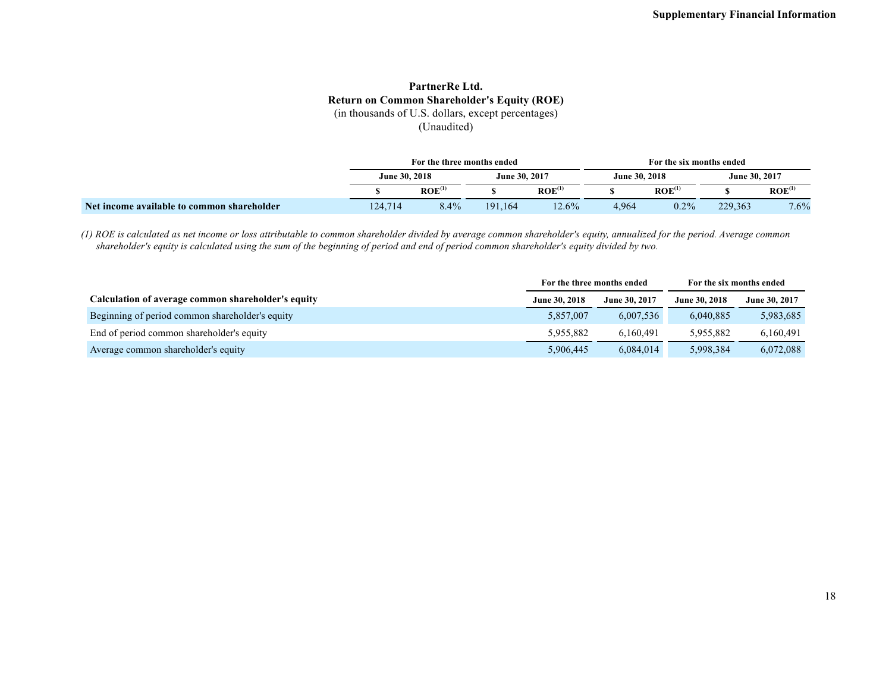**PartnerRe Ltd.**
**Return on Common Shareholder's Equity (ROE)**
(in thousands of U.S. dollars, except percentages)
(Unaudited)

| | For the three months ended | | | | For the six months ended | | | |
|---|---|---|---|---|---|---|---|---|
| | June 30, 2018 | | June 30, 2017 | | June 30, 2018 | | June 30, 2017 | |
| | $ | ROE[(1)] | $ | ROE[(1)] | $ | ROE[(1)] | $ | ROE[(1)] |
| **Net income available to common shareholder** | 124,714 | 8.4% | 191,164 | 12.6% | 4,964 | 0.2% | 229,363 | 7.6% |

*(1) ROE is calculated as net income or loss attributable to common shareholder divided by average common shareholder's equity, annualized for the period. Average common shareholder's equity is calculated using the sum of the beginning of period and end of period common shareholder's equity divided by two.*

| | For the three months ended | | For the six months ended | |
|---|---|---|---|---|
| **Calculation of average common shareholder's equity** | June 30, 2018 | June 30, 2017 | June 30, 2018 | June 30, 2017 |
| Beginning of period common shareholder's equity | 5,857,007 | 6,007,536 | 6,040,885 | 5,983,685 |
| End of period common shareholder's equity | 5,955,882 | 6,160,491 | 5,955,882 | 6,160,491 |
| Average common shareholder's equity | 5,906,445 | 6,084,014 | 5,998,384 | 6,072,088 |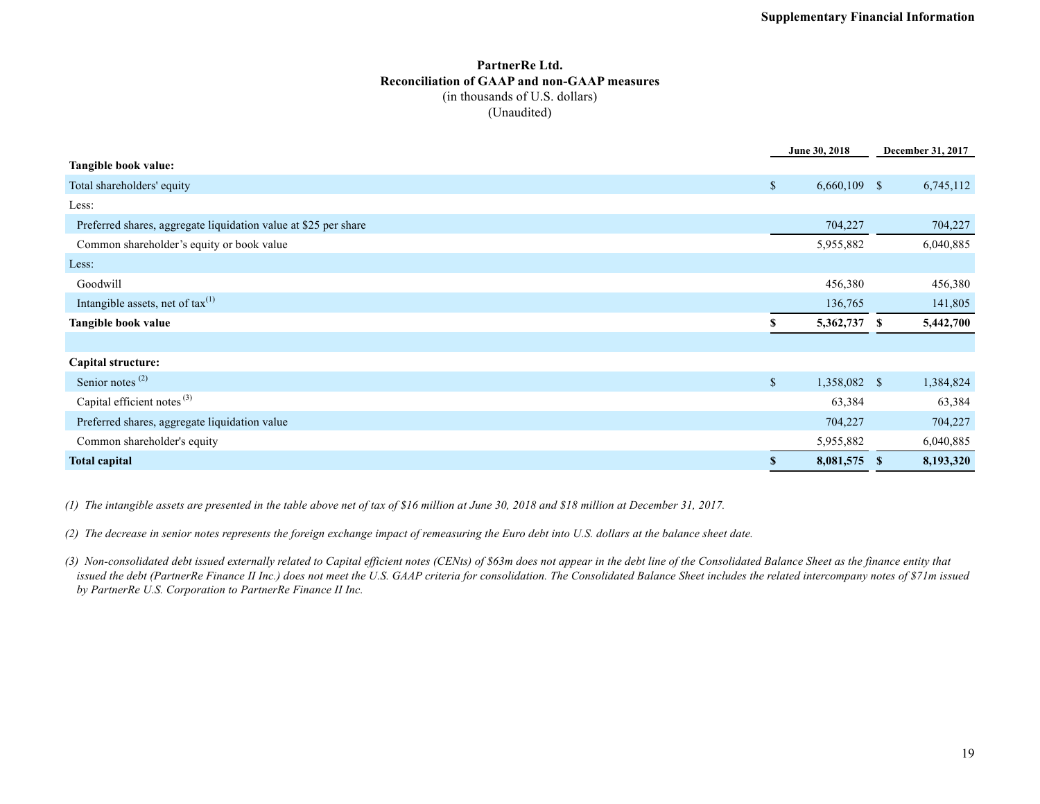## PartnerRe Ltd.
## Reconciliation of GAAP and non-GAAP measures
(in thousands of U.S. dollars)
(Unaudited)

| | June 30, 2018 | December 31, 2017 |
|---|---|---|
| **Tangible book value:** | | |
| Total shareholders' equity | $ 6,660,109 | $ 6,745,112 |
| Less: | | |
| Preferred shares, aggregate liquidation value at $25 per share | 704,227 | 704,227 |
| Common shareholder's equity or book value | 5,955,882 | 6,040,885 |
| Less: | | |
| Goodwill | 456,380 | 456,380 |
| Intangible assets, net of tax[1] | 136,765 | 141,805 |
| **Tangible book value** | **$ 5,362,737** | **$ 5,442,700** |
| | | |
| **Capital structure:** | | |
| Senior notes [2] | $ 1,358,082 | $ 1,384,824 |
| Capital efficient notes [3] | 63,384 | 63,384 |
| Preferred shares, aggregate liquidation value | 704,227 | 704,227 |
| Common shareholder's equity | 5,955,882 | 6,040,885 |
| **Total capital** | **$ 8,081,575** | **$ 8,193,320** |

*(1) The intangible assets are presented in the table above net of tax of $16 million at June 30, 2018 and $18 million at December 31, 2017.*

*(2) The decrease in senior notes represents the foreign exchange impact of remeasuring the Euro debt into U.S. dollars at the balance sheet date.*

*(3) Non-consolidated debt issued externally related to Capital efficient notes (CENts) of $63m does not appear in the debt line of the Consolidated Balance Sheet as the finance entity that issued the debt (PartnerRe Finance II Inc.) does not meet the U.S. GAAP criteria for consolidation. The Consolidated Balance Sheet includes the related intercompany notes of $71m issued by PartnerRe U.S. Corporation to PartnerRe Finance II Inc.*